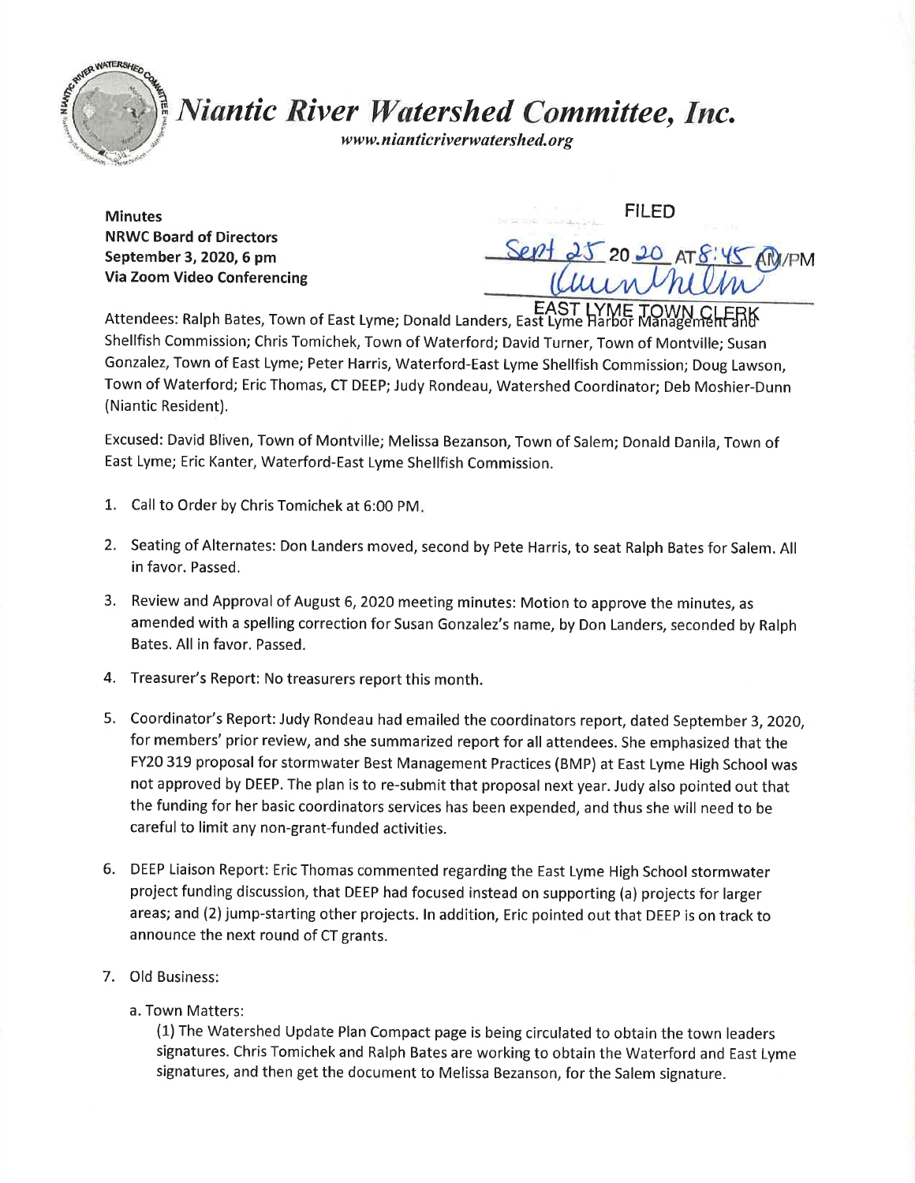# *Niantic River Watershed Committee, Inc.*

*www.nianticriverwatershed.org*

**Minutes**
**NRWC Board of Directors**
**September 3, 2020, 6 pm**
**Via Zoom Video Conferencing**

FILED
Sept 25 20 20 AT 8:45 AM/PM
EAST LYME TOWN CLERK

Attendees: Ralph Bates, Town of East Lyme; Donald Landers, East Lyme Harbor Management and Shellfish Commission; Chris Tomichek, Town of Waterford; David Turner, Town of Montville; Susan Gonzalez, Town of East Lyme; Peter Harris, Waterford-East Lyme Shellfish Commission; Doug Lawson, Town of Waterford; Eric Thomas, CT DEEP; Judy Rondeau, Watershed Coordinator; Deb Moshier-Dunn (Niantic Resident).

Excused: David Bliven, Town of Montville; Melissa Bezanson, Town of Salem; Donald Danila, Town of East Lyme; Eric Kanter, Waterford-East Lyme Shellfish Commission.

1. Call to Order by Chris Tomichek at 6:00 PM.

2. Seating of Alternates: Don Landers moved, second by Pete Harris, to seat Ralph Bates for Salem. All in favor. Passed.

3. Review and Approval of August 6, 2020 meeting minutes: Motion to approve the minutes, as amended with a spelling correction for Susan Gonzalez's name, by Don Landers, seconded by Ralph Bates. All in favor. Passed.

4. Treasurer's Report: No treasurers report this month.

5. Coordinator's Report: Judy Rondeau had emailed the coordinators report, dated September 3, 2020, for members' prior review, and she summarized report for all attendees. She emphasized that the FY20 319 proposal for stormwater Best Management Practices (BMP) at East Lyme High School was not approved by DEEP. The plan is to re-submit that proposal next year. Judy also pointed out that the funding for her basic coordinators services has been expended, and thus she will need to be careful to limit any non-grant-funded activities.

6. DEEP Liaison Report: Eric Thomas commented regarding the East Lyme High School stormwater project funding discussion, that DEEP had focused instead on supporting (a) projects for larger areas; and (2) jump-starting other projects. In addition, Eric pointed out that DEEP is on track to announce the next round of CT grants.

7. Old Business:

   a. Town Matters:

   (1) The Watershed Update Plan Compact page is being circulated to obtain the town leaders signatures. Chris Tomichek and Ralph Bates are working to obtain the Waterford and East Lyme signatures, and then get the document to Melissa Bezanson, for the Salem signature.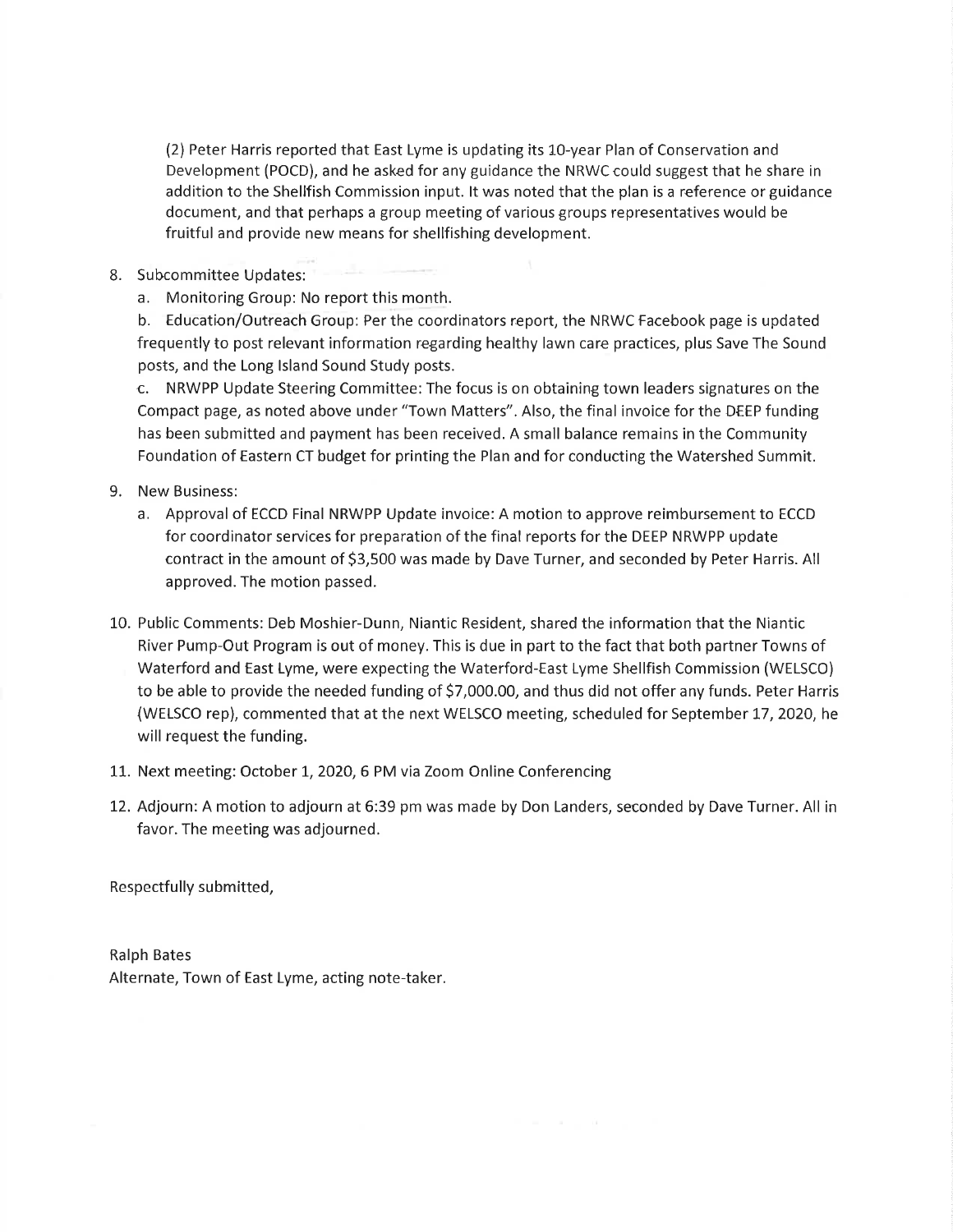(2) Peter Harris reported that East Lyme is updating its 10-year Plan of Conservation and Development (POCD), and he asked for any guidance the NRWC could suggest that he share in addition to the Shellfish Commission input. It was noted that the plan is a reference or guidance document, and that perhaps a group meeting of various groups representatives would be fruitful and provide new means for shellfishing development.

8. Subcommittee Updates:
   a. Monitoring Group: No report this month.

   b. Education/Outreach Group: Per the coordinators report, the NRWC Facebook page is updated frequently to post relevant information regarding healthy lawn care practices, plus Save The Sound posts, and the Long Island Sound Study posts.

   c. NRWPP Update Steering Committee: The focus is on obtaining town leaders signatures on the Compact page, as noted above under "Town Matters". Also, the final invoice for the DEEP funding has been submitted and payment has been received. A small balance remains in the Community Foundation of Eastern CT budget for printing the Plan and for conducting the Watershed Summit.

9. New Business:
   a. Approval of ECCD Final NRWPP Update invoice: A motion to approve reimbursement to ECCD for coordinator services for preparation of the final reports for the DEEP NRWPP update contract in the amount of $3,500 was made by Dave Turner, and seconded by Peter Harris. All approved. The motion passed.

10. Public Comments: Deb Moshier-Dunn, Niantic Resident, shared the information that the Niantic River Pump-Out Program is out of money. This is due in part to the fact that both partner Towns of Waterford and East Lyme, were expecting the Waterford-East Lyme Shellfish Commission (WELSCO) to be able to provide the needed funding of $7,000.00, and thus did not offer any funds. Peter Harris (WELSCO rep), commented that at the next WELSCO meeting, scheduled for September 17, 2020, he will request the funding.

11. Next meeting: October 1, 2020, 6 PM via Zoom Online Conferencing

12. Adjourn: A motion to adjourn at 6:39 pm was made by Don Landers, seconded by Dave Turner. All in favor. The meeting was adjourned.

Respectfully submitted,

Ralph Bates
Alternate, Town of East Lyme, acting note-taker.